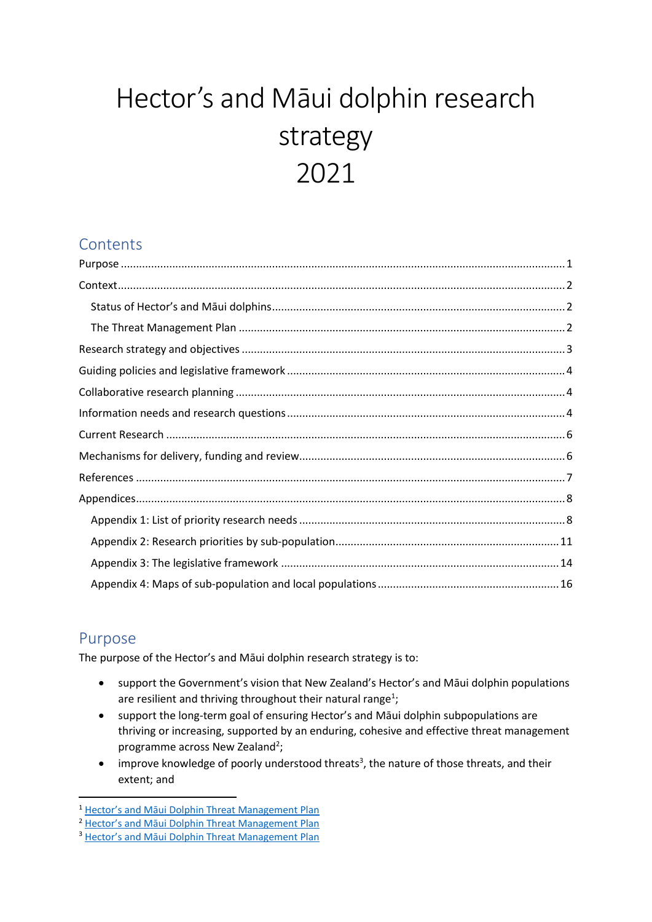# Hector's and Māui dolphin research strategy 2021

## Contents

- Purpose ..... 1
- Context ..... 2
  - Status of Hector's and Māui dolphins ..... 2
  - The Threat Management Plan ..... 2
- Research strategy and objectives ..... 3
- Guiding policies and legislative framework ..... 4
- Collaborative research planning ..... 4
- Information needs and research questions ..... 4
- Current Research ..... 6
- Mechanisms for delivery, funding and review ..... 6
- References ..... 7
- Appendices ..... 8
  - Appendix 1: List of priority research needs ..... 8
  - Appendix 2: Research priorities by sub-population ..... 11
  - Appendix 3: The legislative framework ..... 14
  - Appendix 4: Maps of sub-population and local populations ..... 16

## Purpose

The purpose of the Hector's and Māui dolphin research strategy is to:

- support the Government's vision that New Zealand's Hector's and Māui dolphin populations are resilient and thriving throughout their natural range[1];
- support the long-term goal of ensuring Hector's and Māui dolphin subpopulations are thriving or increasing, supported by an enduring, cohesive and effective threat management programme across New Zealand[2];
- improve knowledge of poorly understood threats[3], the nature of those threats, and their extent; and

---

[1] Hector's and Māui Dolphin Threat Management Plan
[2] Hector's and Māui Dolphin Threat Management Plan
[3] Hector's and Māui Dolphin Threat Management Plan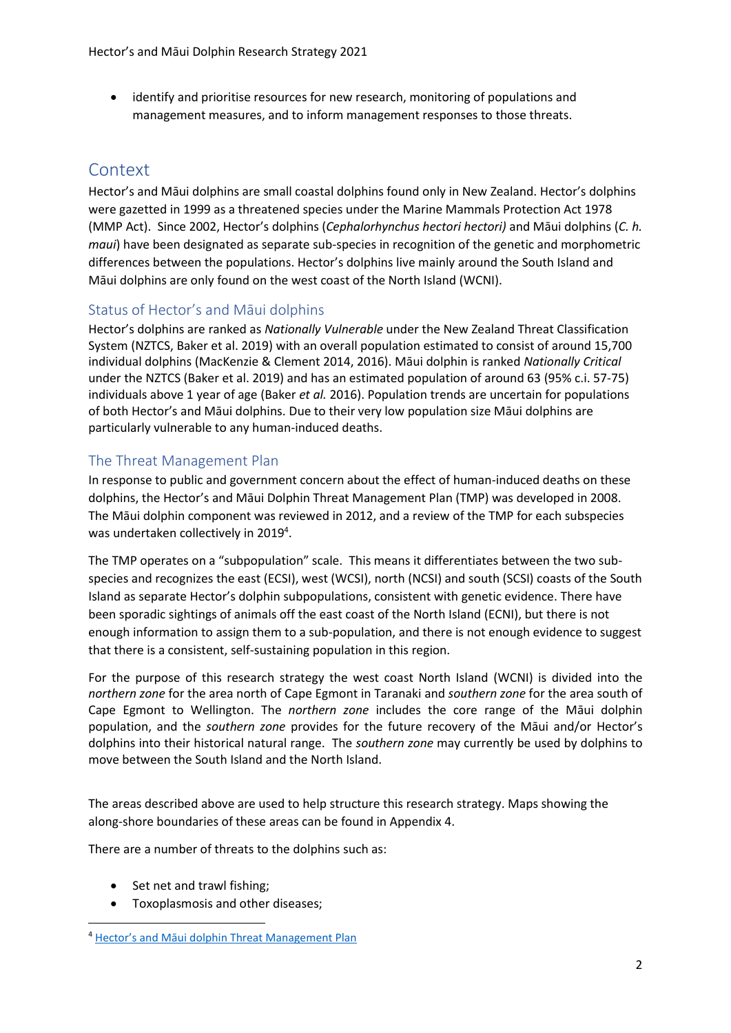- identify and prioritise resources for new research, monitoring of populations and management measures, and to inform management responses to those threats.

## Context

Hector's and Māui dolphins are small coastal dolphins found only in New Zealand. Hector's dolphins were gazetted in 1999 as a threatened species under the Marine Mammals Protection Act 1978 (MMP Act). Since 2002, Hector's dolphins (*Cephalorhynchus hectori hectori)* and Māui dolphins (*C. h. maui*) have been designated as separate sub-species in recognition of the genetic and morphometric differences between the populations. Hector's dolphins live mainly around the South Island and Māui dolphins are only found on the west coast of the North Island (WCNI).

### Status of Hector's and Māui dolphins

Hector's dolphins are ranked as *Nationally Vulnerable* under the New Zealand Threat Classification System (NZTCS, Baker et al. 2019) with an overall population estimated to consist of around 15,700 individual dolphins (MacKenzie & Clement 2014, 2016). Māui dolphin is ranked *Nationally Critical* under the NZTCS (Baker et al. 2019) and has an estimated population of around 63 (95% c.i. 57-75) individuals above 1 year of age (Baker *et al.* 2016). Population trends are uncertain for populations of both Hector's and Māui dolphins. Due to their very low population size Māui dolphins are particularly vulnerable to any human-induced deaths.

### The Threat Management Plan

In response to public and government concern about the effect of human-induced deaths on these dolphins, the Hector's and Māui Dolphin Threat Management Plan (TMP) was developed in 2008. The Māui dolphin component was reviewed in 2012, and a review of the TMP for each subspecies was undertaken collectively in 2019[4].

The TMP operates on a "subpopulation" scale. This means it differentiates between the two sub-species and recognizes the east (ECSI), west (WCSI), north (NCSI) and south (SCSI) coasts of the South Island as separate Hector's dolphin subpopulations, consistent with genetic evidence. There have been sporadic sightings of animals off the east coast of the North Island (ECNI), but there is not enough information to assign them to a sub-population, and there is not enough evidence to suggest that there is a consistent, self-sustaining population in this region.

For the purpose of this research strategy the west coast North Island (WCNI) is divided into the *northern zone* for the area north of Cape Egmont in Taranaki and *southern zone* for the area south of Cape Egmont to Wellington. The *northern zone* includes the core range of the Māui dolphin population, and the *southern zone* provides for the future recovery of the Māui and/or Hector's dolphins into their historical natural range. The *southern zone* may currently be used by dolphins to move between the South Island and the North Island.

The areas described above are used to help structure this research strategy. Maps showing the along-shore boundaries of these areas can be found in Appendix 4.

There are a number of threats to the dolphins such as:

- Set net and trawl fishing;
- Toxoplasmosis and other diseases;

[4] Hector's and Māui dolphin Threat Management Plan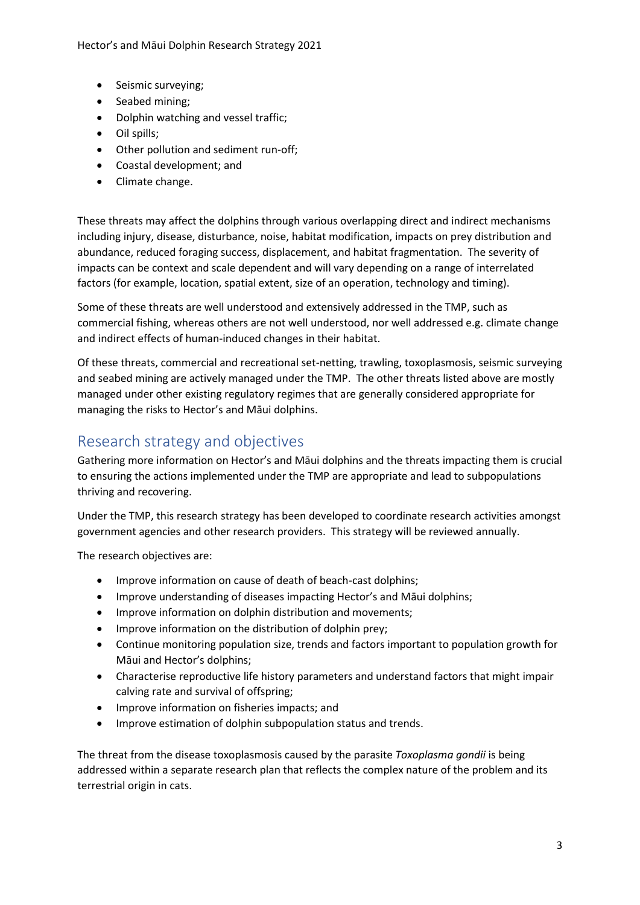- Seismic surveying;
- Seabed mining;
- Dolphin watching and vessel traffic;
- Oil spills;
- Other pollution and sediment run-off;
- Coastal development; and
- Climate change.

These threats may affect the dolphins through various overlapping direct and indirect mechanisms including injury, disease, disturbance, noise, habitat modification, impacts on prey distribution and abundance, reduced foraging success, displacement, and habitat fragmentation. The severity of impacts can be context and scale dependent and will vary depending on a range of interrelated factors (for example, location, spatial extent, size of an operation, technology and timing).

Some of these threats are well understood and extensively addressed in the TMP, such as commercial fishing, whereas others are not well understood, nor well addressed e.g. climate change and indirect effects of human-induced changes in their habitat.

Of these threats, commercial and recreational set-netting, trawling, toxoplasmosis, seismic surveying and seabed mining are actively managed under the TMP. The other threats listed above are mostly managed under other existing regulatory regimes that are generally considered appropriate for managing the risks to Hector's and Māui dolphins.

## Research strategy and objectives

Gathering more information on Hector's and Māui dolphins and the threats impacting them is crucial to ensuring the actions implemented under the TMP are appropriate and lead to subpopulations thriving and recovering.

Under the TMP, this research strategy has been developed to coordinate research activities amongst government agencies and other research providers. This strategy will be reviewed annually.

The research objectives are:

- Improve information on cause of death of beach-cast dolphins;
- Improve understanding of diseases impacting Hector's and Māui dolphins;
- Improve information on dolphin distribution and movements;
- Improve information on the distribution of dolphin prey;
- Continue monitoring population size, trends and factors important to population growth for Māui and Hector's dolphins;
- Characterise reproductive life history parameters and understand factors that might impair calving rate and survival of offspring;
- Improve information on fisheries impacts; and
- Improve estimation of dolphin subpopulation status and trends.

The threat from the disease toxoplasmosis caused by the parasite *Toxoplasma gondii* is being addressed within a separate research plan that reflects the complex nature of the problem and its terrestrial origin in cats.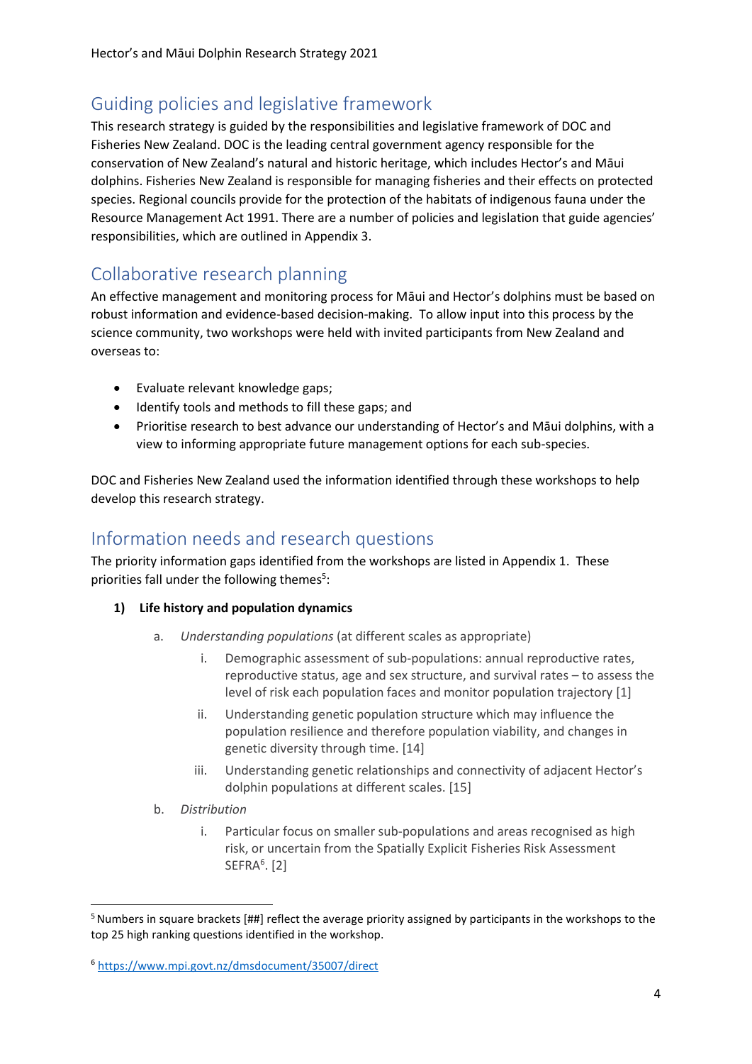## Guiding policies and legislative framework

This research strategy is guided by the responsibilities and legislative framework of DOC and Fisheries New Zealand. DOC is the leading central government agency responsible for the conservation of New Zealand's natural and historic heritage, which includes Hector's and Māui dolphins. Fisheries New Zealand is responsible for managing fisheries and their effects on protected species. Regional councils provide for the protection of the habitats of indigenous fauna under the Resource Management Act 1991. There are a number of policies and legislation that guide agencies' responsibilities, which are outlined in Appendix 3.

## Collaborative research planning

An effective management and monitoring process for Māui and Hector's dolphins must be based on robust information and evidence-based decision-making. To allow input into this process by the science community, two workshops were held with invited participants from New Zealand and overseas to:

- Evaluate relevant knowledge gaps;
- Identify tools and methods to fill these gaps; and
- Prioritise research to best advance our understanding of Hector's and Māui dolphins, with a view to informing appropriate future management options for each sub-species.

DOC and Fisheries New Zealand used the information identified through these workshops to help develop this research strategy.

## Information needs and research questions

The priority information gaps identified from the workshops are listed in Appendix 1. These priorities fall under the following themes[5]:

1) **Life history and population dynamics**
   a. *Understanding populations* (at different scales as appropriate)
      i. Demographic assessment of sub-populations: annual reproductive rates, reproductive status, age and sex structure, and survival rates – to assess the level of risk each population faces and monitor population trajectory [1]
      ii. Understanding genetic population structure which may influence the population resilience and therefore population viability, and changes in genetic diversity through time. [14]
      iii. Understanding genetic relationships and connectivity of adjacent Hector's dolphin populations at different scales. [15]
   b. *Distribution*
      i. Particular focus on smaller sub-populations and areas recognised as high risk, or uncertain from the Spatially Explicit Fisheries Risk Assessment SEFRA[6]. [2]

---

[5] Numbers in square brackets [##] reflect the average priority assigned by participants in the workshops to the top 25 high ranking questions identified in the workshop.

[6] https://www.mpi.govt.nz/dmsdocument/35007/direct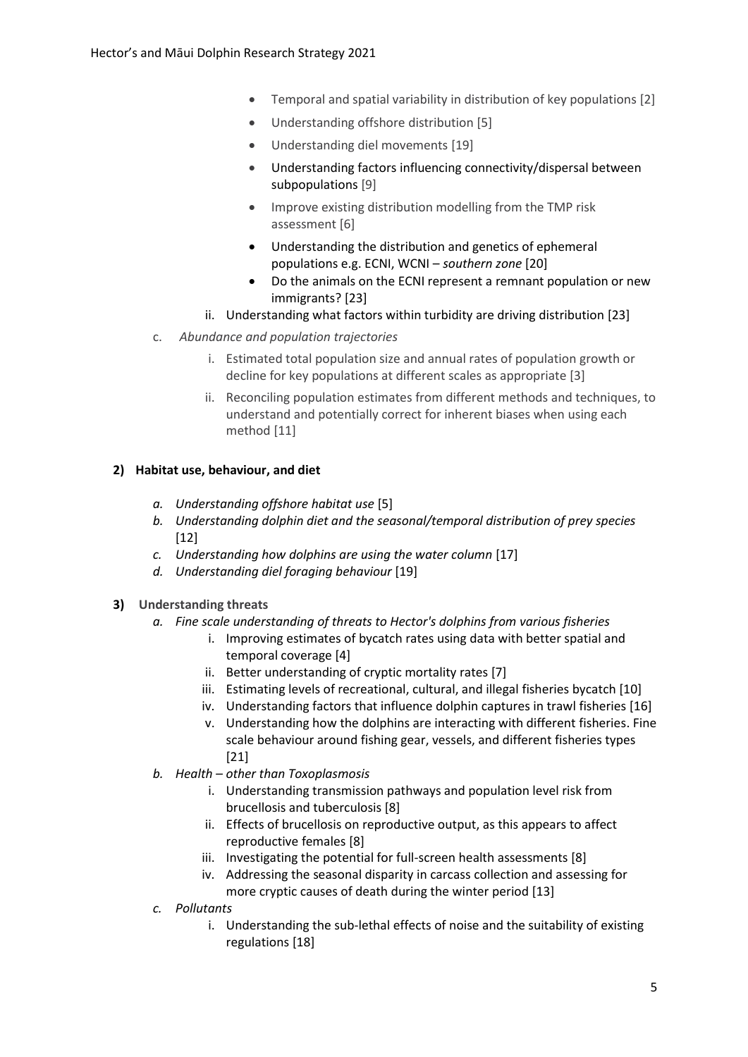- Temporal and spatial variability in distribution of key populations [2]
- Understanding offshore distribution [5]
- Understanding diel movements [19]
- Understanding factors influencing connectivity/dispersal between subpopulations [9]
- Improve existing distribution modelling from the TMP risk assessment [6]
- Understanding the distribution and genetics of ephemeral populations e.g. ECNI, WCNI – *southern zone* [20]
- Do the animals on the ECNI represent a remnant population or new immigrants? [23]

ii. Understanding what factors within turbidity are driving distribution [23]

c. *Abundance and population trajectories*

   i. Estimated total population size and annual rates of population growth or decline for key populations at different scales as appropriate [3]

   ii. Reconciling population estimates from different methods and techniques, to understand and potentially correct for inherent biases when using each method [11]

**2) Habitat use, behaviour, and diet**

*a. Understanding offshore habitat use* [5]

*b. Understanding dolphin diet and the seasonal/temporal distribution of prey species* [12]

*c. Understanding how dolphins are using the water column* [17]

*d. Understanding diel foraging behaviour* [19]

**3) Understanding threats**

*a. Fine scale understanding of threats to Hector's dolphins from various fisheries*

   i. Improving estimates of bycatch rates using data with better spatial and temporal coverage [4]

   ii. Better understanding of cryptic mortality rates [7]

   iii. Estimating levels of recreational, cultural, and illegal fisheries bycatch [10]

   iv. Understanding factors that influence dolphin captures in trawl fisheries [16]

   v. Understanding how the dolphins are interacting with different fisheries. Fine scale behaviour around fishing gear, vessels, and different fisheries types [21]

*b. Health – other than Toxoplasmosis*

   i. Understanding transmission pathways and population level risk from brucellosis and tuberculosis [8]

   ii. Effects of brucellosis on reproductive output, as this appears to affect reproductive females [8]

   iii. Investigating the potential for full-screen health assessments [8]

   iv. Addressing the seasonal disparity in carcass collection and assessing for more cryptic causes of death during the winter period [13]

*c. Pollutants*

   i. Understanding the sub-lethal effects of noise and the suitability of existing regulations [18]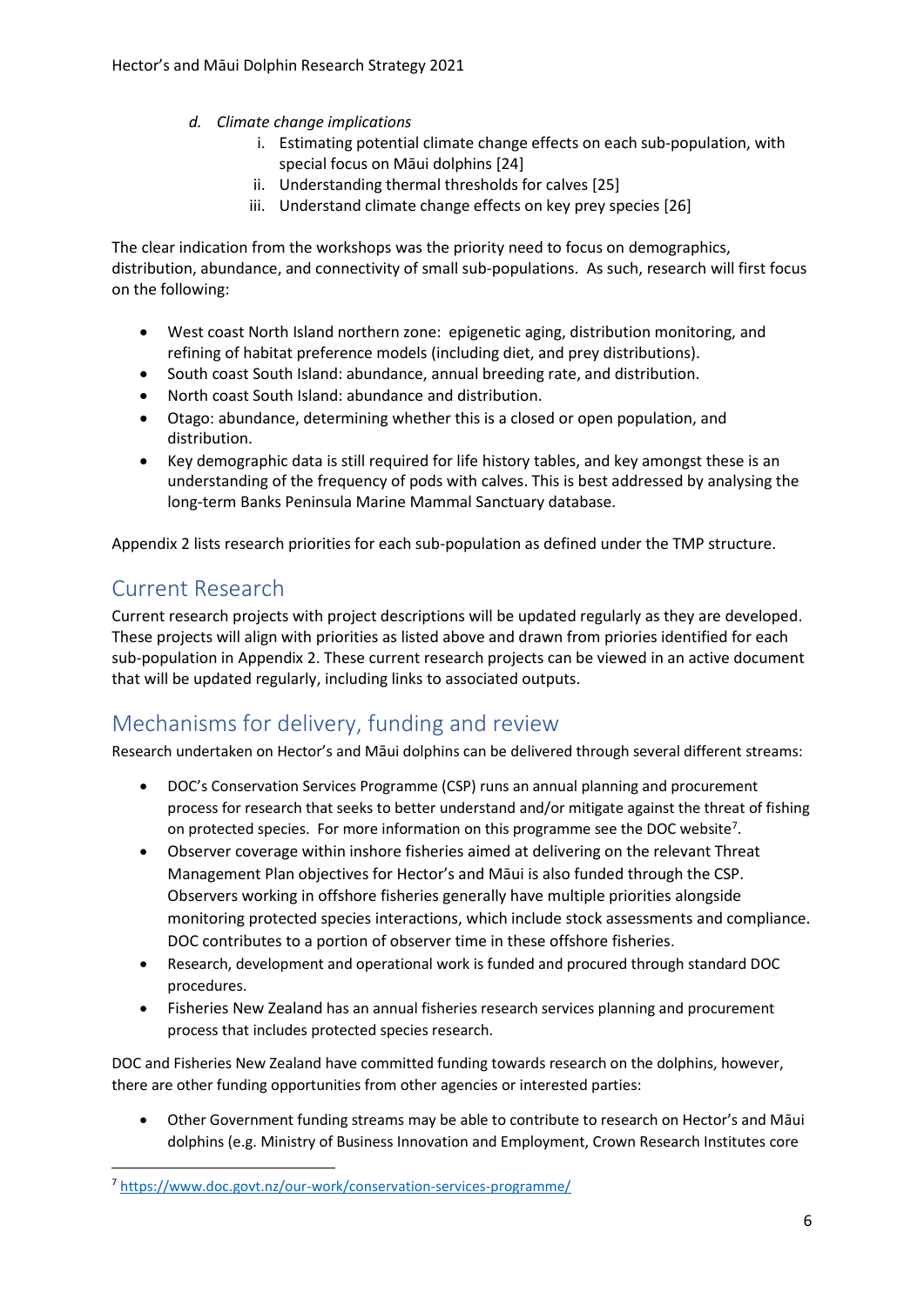d. *Climate change implications*

   i. Estimating potential climate change effects on each sub-population, with special focus on Māui dolphins [24]

   ii. Understanding thermal thresholds for calves [25]

   iii. Understand climate change effects on key prey species [26]

The clear indication from the workshops was the priority need to focus on demographics, distribution, abundance, and connectivity of small sub-populations. As such, research will first focus on the following:

- West coast North Island northern zone: epigenetic aging, distribution monitoring, and refining of habitat preference models (including diet, and prey distributions).
- South coast South Island: abundance, annual breeding rate, and distribution.
- North coast South Island: abundance and distribution.
- Otago: abundance, determining whether this is a closed or open population, and distribution.
- Key demographic data is still required for life history tables, and key amongst these is an understanding of the frequency of pods with calves. This is best addressed by analysing the long-term Banks Peninsula Marine Mammal Sanctuary database.

Appendix 2 lists research priorities for each sub-population as defined under the TMP structure.

## Current Research

Current research projects with project descriptions will be updated regularly as they are developed. These projects will align with priorities as listed above and drawn from priories identified for each sub-population in Appendix 2. These current research projects can be viewed in an active document that will be updated regularly, including links to associated outputs.

## Mechanisms for delivery, funding and review

Research undertaken on Hector's and Māui dolphins can be delivered through several different streams:

- DOC's Conservation Services Programme (CSP) runs an annual planning and procurement process for research that seeks to better understand and/or mitigate against the threat of fishing on protected species. For more information on this programme see the DOC website[7].
- Observer coverage within inshore fisheries aimed at delivering on the relevant Threat Management Plan objectives for Hector's and Māui is also funded through the CSP. Observers working in offshore fisheries generally have multiple priorities alongside monitoring protected species interactions, which include stock assessments and compliance. DOC contributes to a portion of observer time in these offshore fisheries.
- Research, development and operational work is funded and procured through standard DOC procedures.
- Fisheries New Zealand has an annual fisheries research services planning and procurement process that includes protected species research.

DOC and Fisheries New Zealand have committed funding towards research on the dolphins, however, there are other funding opportunities from other agencies or interested parties:

- Other Government funding streams may be able to contribute to research on Hector's and Māui dolphins (e.g. Ministry of Business Innovation and Employment, Crown Research Institutes core

[7] https://www.doc.govt.nz/our-work/conservation-services-programme/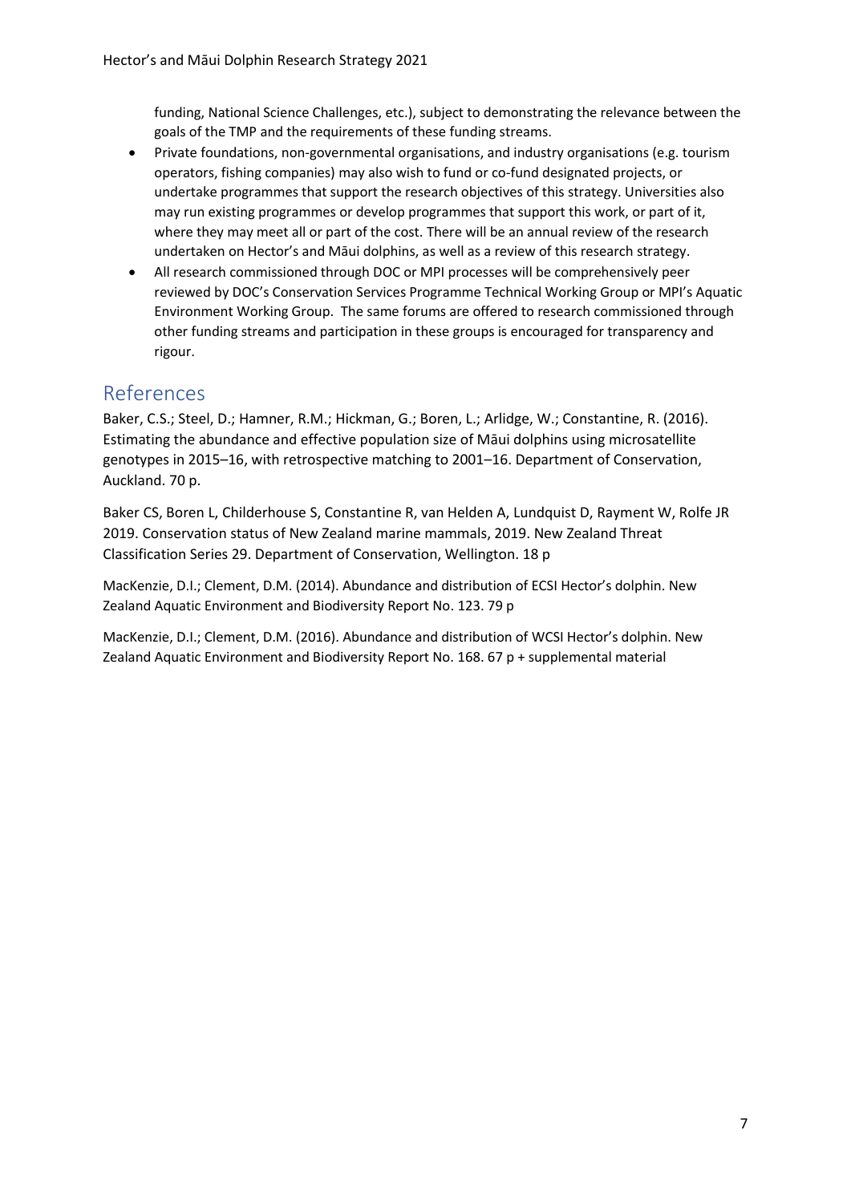funding, National Science Challenges, etc.), subject to demonstrating the relevance between the goals of the TMP and the requirements of these funding streams.

- Private foundations, non-governmental organisations, and industry organisations (e.g. tourism operators, fishing companies) may also wish to fund or co-fund designated projects, or undertake programmes that support the research objectives of this strategy. Universities also may run existing programmes or develop programmes that support this work, or part of it, where they may meet all or part of the cost. There will be an annual review of the research undertaken on Hector's and Māui dolphins, as well as a review of this research strategy.
- All research commissioned through DOC or MPI processes will be comprehensively peer reviewed by DOC's Conservation Services Programme Technical Working Group or MPI's Aquatic Environment Working Group. The same forums are offered to research commissioned through other funding streams and participation in these groups is encouraged for transparency and rigour.

# References

Baker, C.S.; Steel, D.; Hamner, R.M.; Hickman, G.; Boren, L.; Arlidge, W.; Constantine, R. (2016). Estimating the abundance and effective population size of Māui dolphins using microsatellite genotypes in 2015–16, with retrospective matching to 2001–16. Department of Conservation, Auckland. 70 p.

Baker CS, Boren L, Childerhouse S, Constantine R, van Helden A, Lundquist D, Rayment W, Rolfe JR 2019. Conservation status of New Zealand marine mammals, 2019. New Zealand Threat Classification Series 29. Department of Conservation, Wellington. 18 p

MacKenzie, D.I.; Clement, D.M. (2014). Abundance and distribution of ECSI Hector's dolphin. New Zealand Aquatic Environment and Biodiversity Report No. 123. 79 p

MacKenzie, D.I.; Clement, D.M. (2016). Abundance and distribution of WCSI Hector's dolphin. New Zealand Aquatic Environment and Biodiversity Report No. 168. 67 p + supplemental material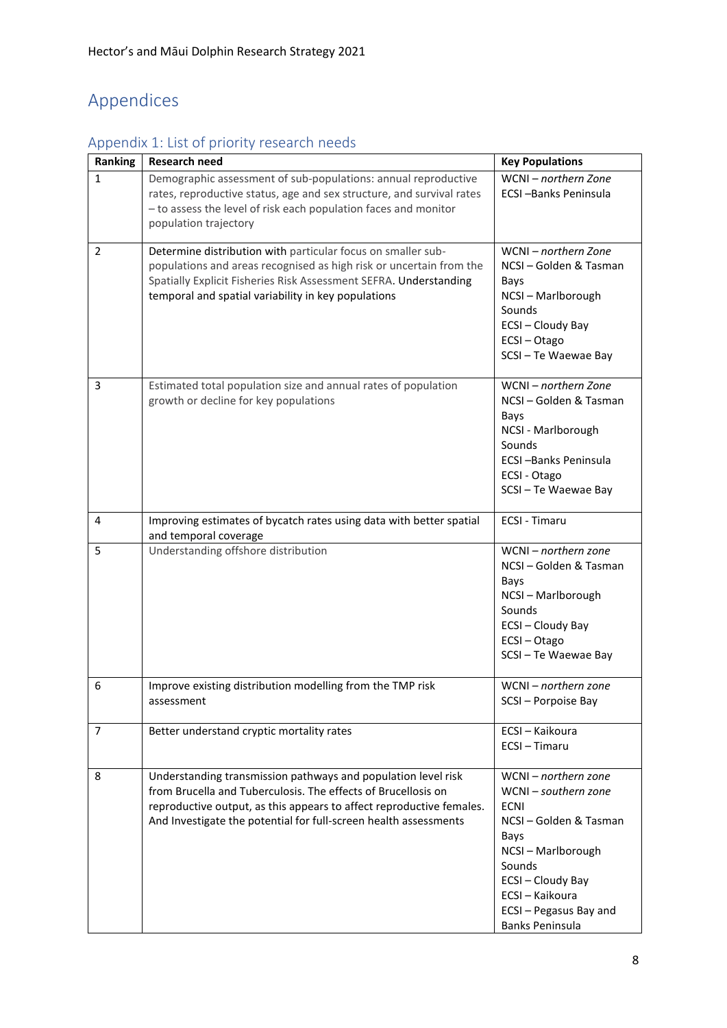# Appendices

## Appendix 1: List of priority research needs

| Ranking | Research need | Key Populations |
|---|---|---|
| 1 | Demographic assessment of sub-populations: annual reproductive rates, reproductive status, age and sex structure, and survival rates – to assess the level of risk each population faces and monitor population trajectory | WCNI – *northern Zone*<br>ECSI –Banks Peninsula |
| 2 | Determine distribution with particular focus on smaller sub-populations and areas recognised as high risk or uncertain from the Spatially Explicit Fisheries Risk Assessment SEFRA. Understanding temporal and spatial variability in key populations | WCNI – *northern Zone*<br>NCSI – Golden & Tasman Bays<br>NCSI – Marlborough Sounds<br>ECSI – Cloudy Bay<br>ECSI – Otago<br>SCSI – Te Waewae Bay |
| 3 | Estimated total population size and annual rates of population growth or decline for key populations | WCNI – *northern Zone*<br>NCSI – Golden & Tasman Bays<br>NCSI - Marlborough Sounds<br>ECSI –Banks Peninsula<br>ECSI - Otago<br>SCSI – Te Waewae Bay |
| 4 | Improving estimates of bycatch rates using data with better spatial and temporal coverage | ECSI - Timaru |
| 5 | Understanding offshore distribution | WCNI – *northern zone*<br>NCSI – Golden & Tasman Bays<br>NCSI – Marlborough Sounds<br>ECSI – Cloudy Bay<br>ECSI – Otago<br>SCSI – Te Waewae Bay |
| 6 | Improve existing distribution modelling from the TMP risk assessment | WCNI – *northern zone*<br>SCSI – Porpoise Bay |
| 7 | Better understand cryptic mortality rates | ECSI – Kaikoura<br>ECSI – Timaru |
| 8 | Understanding transmission pathways and population level risk from Brucella and Tuberculosis. The effects of Brucellosis on reproductive output, as this appears to affect reproductive females. And Investigate the potential for full-screen health assessments | WCNI – *northern zone*<br>WCNI – *southern zone*<br>ECNI<br>NCSI – Golden & Tasman Bays<br>NCSI – Marlborough Sounds<br>ECSI – Cloudy Bay<br>ECSI – Kaikoura<br>ECSI – Pegasus Bay and Banks Peninsula |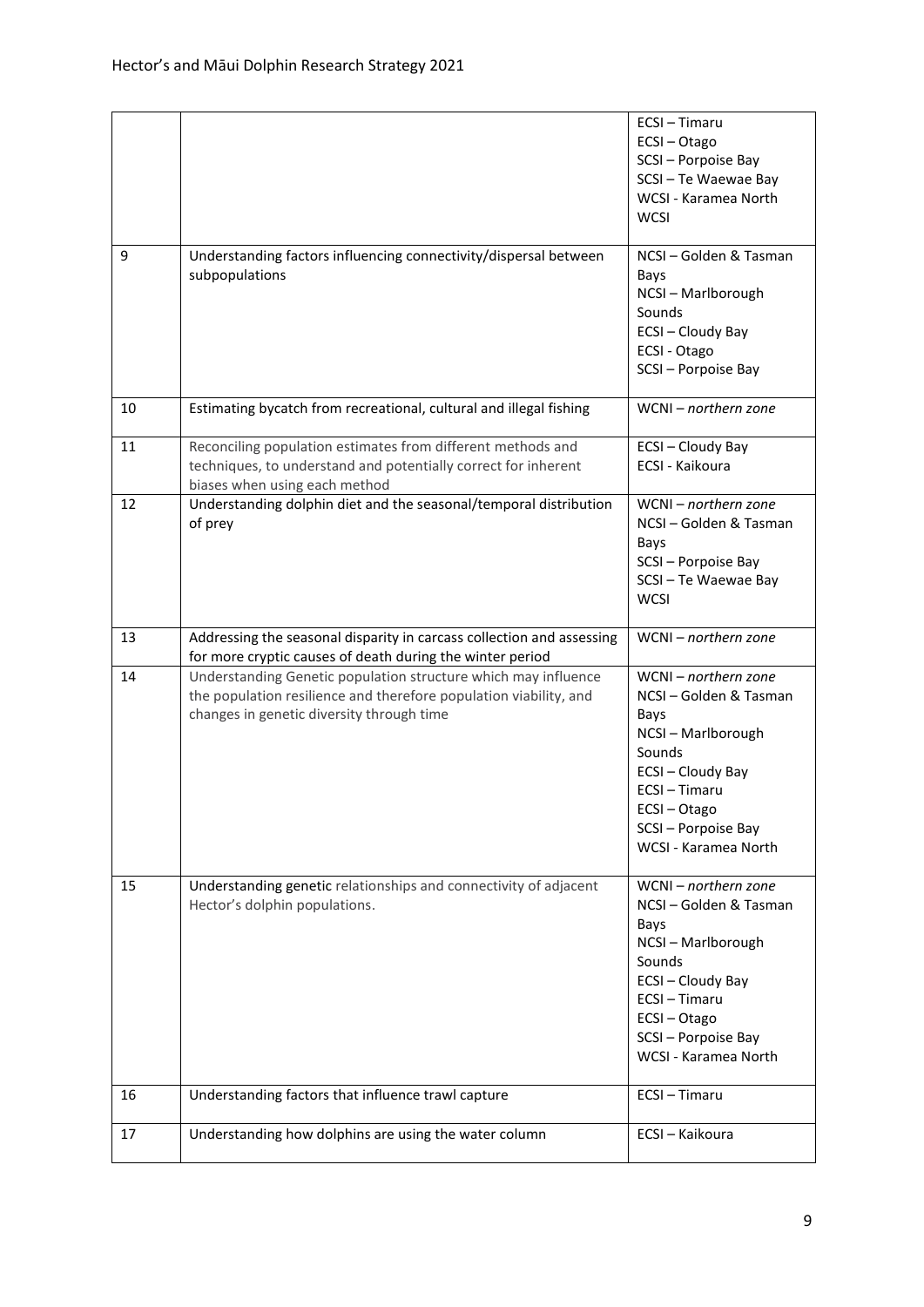| | | |
|---|---|---|
| | | ECSI – Timaru<br>ECSI – Otago<br>SCSI – Porpoise Bay<br>SCSI – Te Waewae Bay<br>WCSI - Karamea North<br>WCSI |
| 9 | Understanding factors influencing connectivity/dispersal between subpopulations | NCSI – Golden & Tasman Bays<br>NCSI – Marlborough Sounds<br>ECSI – Cloudy Bay<br>ECSI - Otago<br>SCSI – Porpoise Bay |
| 10 | Estimating bycatch from recreational, cultural and illegal fishing | WCNI – *northern zone* |
| 11 | Reconciling population estimates from different methods and techniques, to understand and potentially correct for inherent biases when using each method | ECSI – Cloudy Bay<br>ECSI - Kaikoura |
| 12 | Understanding dolphin diet and the seasonal/temporal distribution of prey | WCNI – *northern zone*<br>NCSI – Golden & Tasman Bays<br>SCSI – Porpoise Bay<br>SCSI – Te Waewae Bay<br>WCSI |
| 13 | Addressing the seasonal disparity in carcass collection and assessing for more cryptic causes of death during the winter period | WCNI – *northern zone* |
| 14 | Understanding Genetic population structure which may influence the population resilience and therefore population viability, and changes in genetic diversity through time | WCNI – *northern zone*<br>NCSI – Golden & Tasman Bays<br>NCSI – Marlborough Sounds<br>ECSI – Cloudy Bay<br>ECSI – Timaru<br>ECSI – Otago<br>SCSI – Porpoise Bay<br>WCSI - Karamea North |
| 15 | Understanding genetic relationships and connectivity of adjacent Hector's dolphin populations. | WCNI – *northern zone*<br>NCSI – Golden & Tasman Bays<br>NCSI – Marlborough Sounds<br>ECSI – Cloudy Bay<br>ECSI – Timaru<br>ECSI – Otago<br>SCSI – Porpoise Bay<br>WCSI - Karamea North |
| 16 | Understanding factors that influence trawl capture | ECSI – Timaru |
| 17 | Understanding how dolphins are using the water column | ECSI – Kaikoura |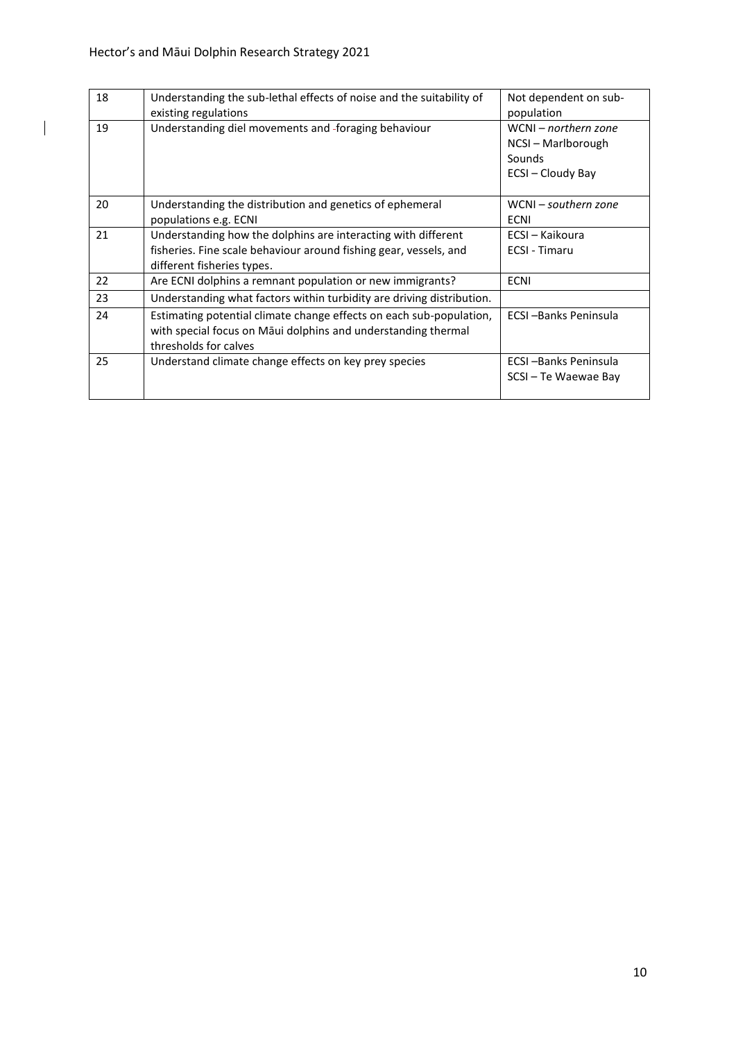| 18 | Understanding the sub-lethal effects of noise and the suitability of existing regulations | Not dependent on sub-population |
|---|---|---|
| 19 | Understanding diel movements and foraging behaviour | WCNI – *northern zone*<br>NCSI – Marlborough Sounds<br>ECSI – Cloudy Bay |
| 20 | Understanding the distribution and genetics of ephemeral populations e.g. ECNI | WCNI – *southern zone*<br>ECNI |
| 21 | Understanding how the dolphins are interacting with different fisheries. Fine scale behaviour around fishing gear, vessels, and different fisheries types. | ECSI – Kaikoura<br>ECSI - Timaru |
| 22 | Are ECNI dolphins a remnant population or new immigrants? | ECNI |
| 23 | Understanding what factors within turbidity are driving distribution. | |
| 24 | Estimating potential climate change effects on each sub-population, with special focus on Māui dolphins and understanding thermal thresholds for calves | ECSI –Banks Peninsula |
| 25 | Understand climate change effects on key prey species | ECSI –Banks Peninsula<br>SCSI – Te Waewae Bay |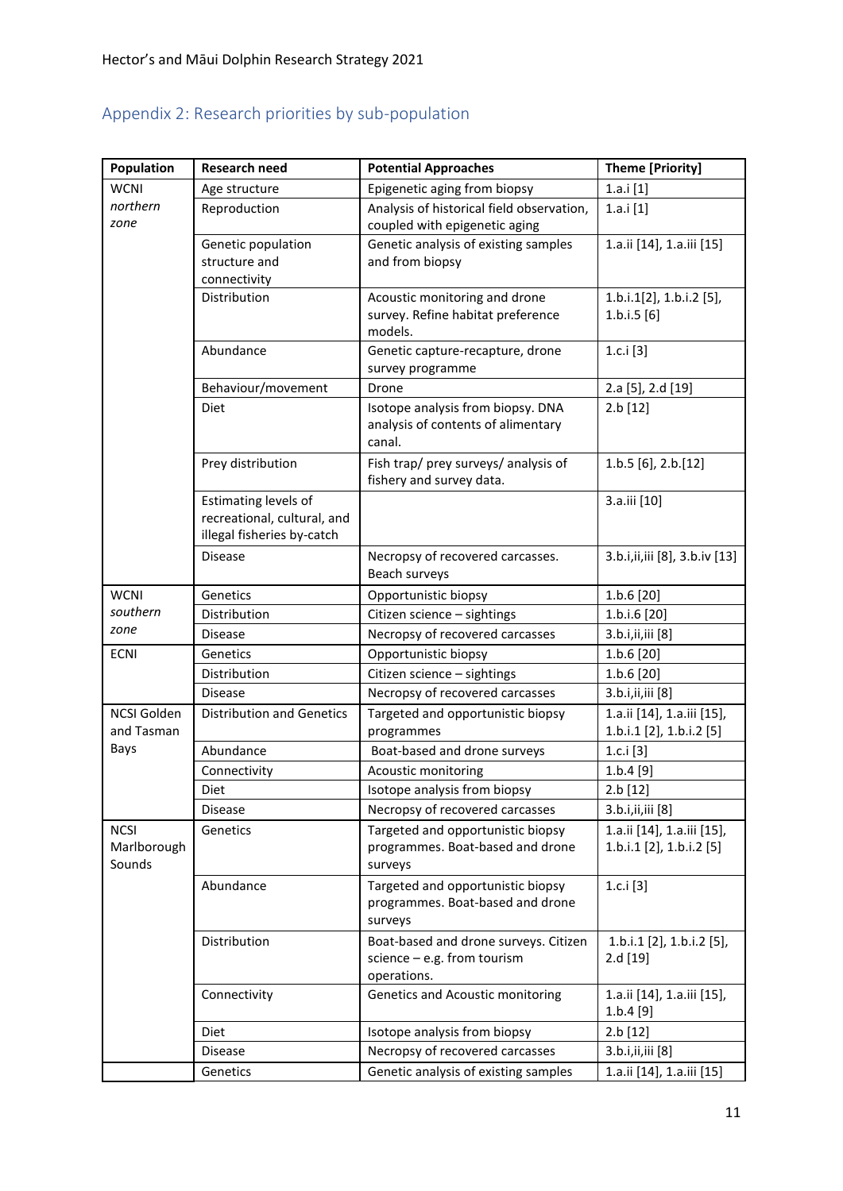## Appendix 2: Research priorities by sub-population

| Population | Research need | Potential Approaches | Theme [Priority] |
|---|---|---|---|
| WCNI *northern zone* | Age structure | Epigenetic aging from biopsy | 1.a.i [1] |
| | Reproduction | Analysis of historical field observation, coupled with epigenetic aging | 1.a.i [1] |
| | Genetic population structure and connectivity | Genetic analysis of existing samples and from biopsy | 1.a.ii [14], 1.a.iii [15] |
| | Distribution | Acoustic monitoring and drone survey. Refine habitat preference models. | 1.b.i.1[2], 1.b.i.2 [5], 1.b.i.5 [6] |
| | Abundance | Genetic capture-recapture, drone survey programme | 1.c.i [3] |
| | Behaviour/movement | Drone | 2.a [5], 2.d [19] |
| | Diet | Isotope analysis from biopsy. DNA analysis of contents of alimentary canal. | 2.b [12] |
| | Prey distribution | Fish trap/ prey surveys/ analysis of fishery and survey data. | 1.b.5 [6], 2.b.[12] |
| | Estimating levels of recreational, cultural, and illegal fisheries by-catch | | 3.a.iii [10] |
| | Disease | Necropsy of recovered carcasses. Beach surveys | 3.b.i,ii,iii [8], 3.b.iv [13] |
| WCNI *southern zone* | Genetics | Opportunistic biopsy | 1.b.6 [20] |
| | Distribution | Citizen science – sightings | 1.b.i.6 [20] |
| | Disease | Necropsy of recovered carcasses | 3.b.i,ii,iii [8] |
| ECNI | Genetics | Opportunistic biopsy | 1.b.6 [20] |
| | Distribution | Citizen science – sightings | 1.b.6 [20] |
| | Disease | Necropsy of recovered carcasses | 3.b.i,ii,iii [8] |
| NCSI Golden and Tasman Bays | Distribution and Genetics | Targeted and opportunistic biopsy programmes | 1.a.ii [14], 1.a.iii [15], 1.b.i.1 [2], 1.b.i.2 [5] |
| | Abundance | Boat-based and drone surveys | 1.c.i [3] |
| | Connectivity | Acoustic monitoring | 1.b.4 [9] |
| | Diet | Isotope analysis from biopsy | 2.b [12] |
| | Disease | Necropsy of recovered carcasses | 3.b.i,ii,iii [8] |
| NCSI Marlborough Sounds | Genetics | Targeted and opportunistic biopsy programmes. Boat-based and drone surveys | 1.a.ii [14], 1.a.iii [15], 1.b.i.1 [2], 1.b.i.2 [5] |
| | Abundance | Targeted and opportunistic biopsy programmes. Boat-based and drone surveys | 1.c.i [3] |
| | Distribution | Boat-based and drone surveys. Citizen science – e.g. from tourism operations. | 1.b.i.1 [2], 1.b.i.2 [5], 2.d [19] |
| | Connectivity | Genetics and Acoustic monitoring | 1.a.ii [14], 1.a.iii [15], 1.b.4 [9] |
| | Diet | Isotope analysis from biopsy | 2.b [12] |
| | Disease | Necropsy of recovered carcasses | 3.b.i,ii,iii [8] |
| | Genetics | Genetic analysis of existing samples | 1.a.ii [14], 1.a.iii [15] |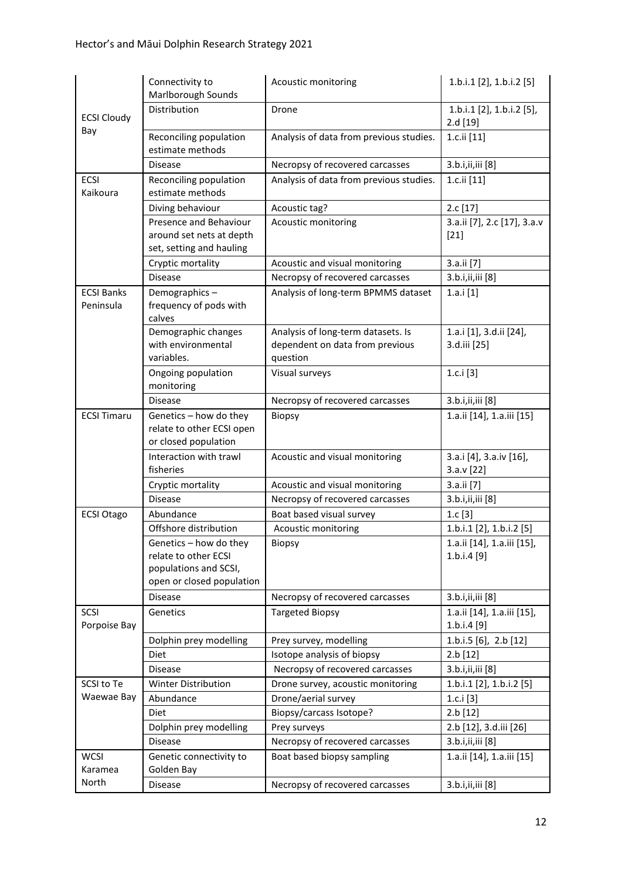| | | | |
|---|---|---|---|
| ECSI Cloudy Bay | Connectivity to Marlborough Sounds | Acoustic monitoring | 1.b.i.1 [2], 1.b.i.2 [5] |
| | Distribution | Drone | 1.b.i.1 [2], 1.b.i.2 [5], 2.d [19] |
| | Reconciling population estimate methods | Analysis of data from previous studies. | 1.c.ii [11] |
| | Disease | Necropsy of recovered carcasses | 3.b.i,ii,iii [8] |
| ECSI Kaikoura | Reconciling population estimate methods | Analysis of data from previous studies. | 1.c.ii [11] |
| | Diving behaviour | Acoustic tag? | 2.c [17] |
| | Presence and Behaviour around set nets at depth set, setting and hauling | Acoustic monitoring | 3.a.ii [7], 2.c [17], 3.a.v [21] |
| | Cryptic mortality | Acoustic and visual monitoring | 3.a.ii [7] |
| | Disease | Necropsy of recovered carcasses | 3.b.i,ii,iii [8] |
| ECSI Banks Peninsula | Demographics – frequency of pods with calves | Analysis of long-term BPMMS dataset | 1.a.i [1] |
| | Demographic changes with environmental variables. | Analysis of long-term datasets. Is dependent on data from previous question | 1.a.i [1], 3.d.ii [24], 3.d.iii [25] |
| | Ongoing population monitoring | Visual surveys | 1.c.i [3] |
| | Disease | Necropsy of recovered carcasses | 3.b.i,ii,iii [8] |
| ECSI Timaru | Genetics – how do they relate to other ECSI open or closed population | Biopsy | 1.a.ii [14], 1.a.iii [15] |
| | Interaction with trawl fisheries | Acoustic and visual monitoring | 3.a.i [4], 3.a.iv [16], 3.a.v [22] |
| | Cryptic mortality | Acoustic and visual monitoring | 3.a.ii [7] |
| | Disease | Necropsy of recovered carcasses | 3.b.i,ii,iii [8] |
| ECSI Otago | Abundance | Boat based visual survey | 1.c [3] |
| | Offshore distribution | Acoustic monitoring | 1.b.i.1 [2], 1.b.i.2 [5] |
| | Genetics – how do they relate to other ECSI populations and SCSI, open or closed population | Biopsy | 1.a.ii [14], 1.a.iii [15], 1.b.i.4 [9] |
| | Disease | Necropsy of recovered carcasses | 3.b.i,ii,iii [8] |
| SCSI Porpoise Bay | Genetics | Targeted Biopsy | 1.a.ii [14], 1.a.iii [15], 1.b.i.4 [9] |
| | Dolphin prey modelling | Prey survey, modelling | 1.b.i.5 [6], 2.b [12] |
| | Diet | Isotope analysis of biopsy | 2.b [12] |
| | Disease | Necropsy of recovered carcasses | 3.b.i,ii,iii [8] |
| SCSI to Te Waewae Bay | Winter Distribution | Drone survey, acoustic monitoring | 1.b.i.1 [2], 1.b.i.2 [5] |
| | Abundance | Drone/aerial survey | 1.c.i [3] |
| | Diet | Biopsy/carcass Isotope? | 2.b [12] |
| | Dolphin prey modelling | Prey surveys | 2.b [12], 3.d.iii [26] |
| | Disease | Necropsy of recovered carcasses | 3.b.i,ii,iii [8] |
| WCSI Karamea North | Genetic connectivity to Golden Bay | Boat based biopsy sampling | 1.a.ii [14], 1.a.iii [15] |
| | Disease | Necropsy of recovered carcasses | 3.b.i,ii,iii [8] |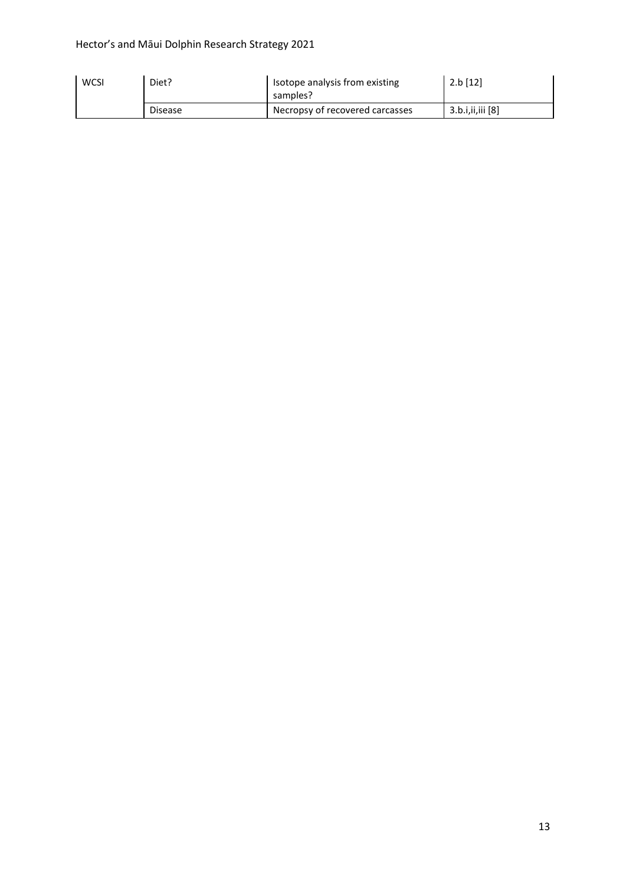| WCSI | Diet? | Isotope analysis from existing samples? | 2.b [12] |
|---|---|---|---|
| | Disease | Necropsy of recovered carcasses | 3.b.i,ii,iii [8] |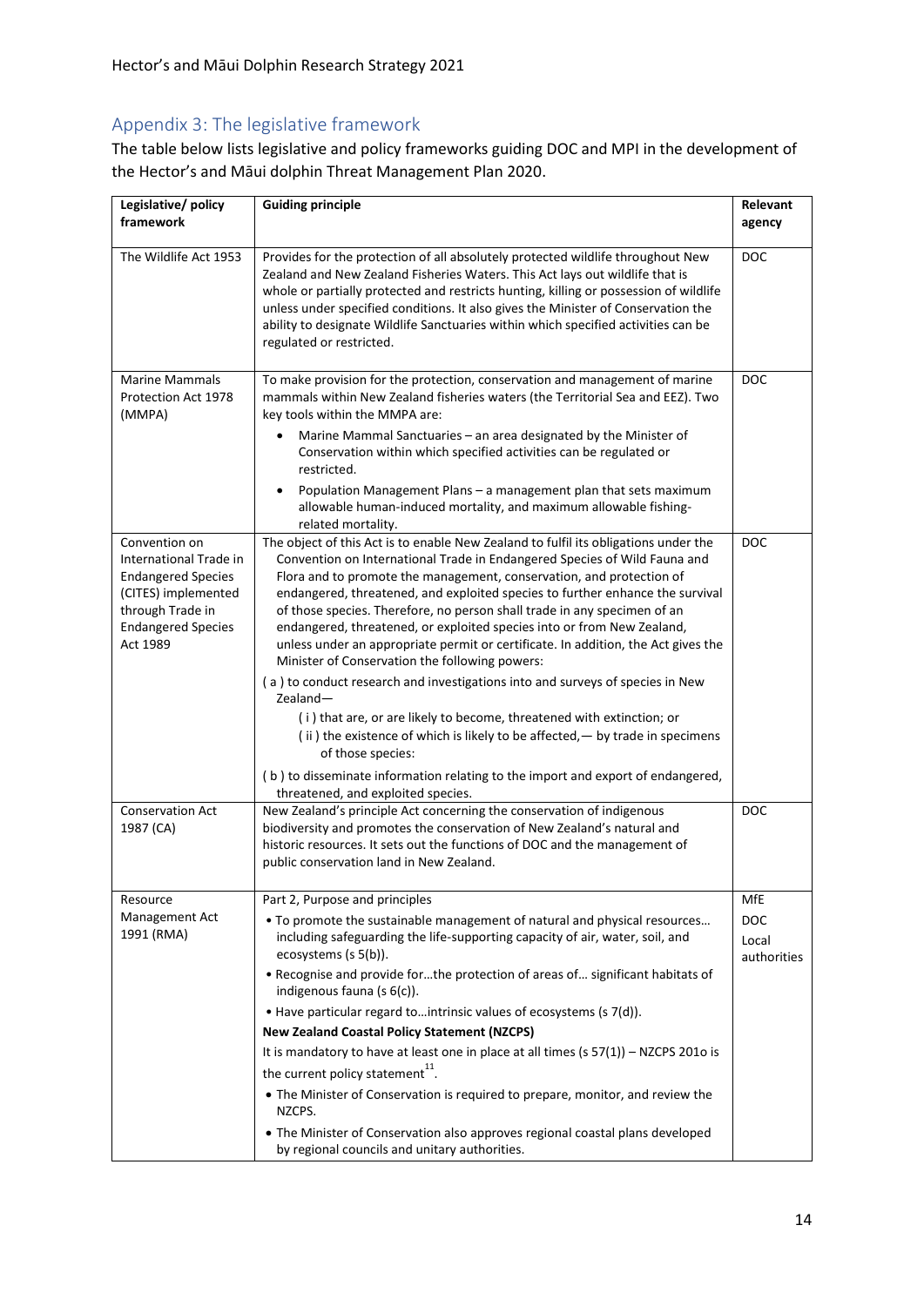## Appendix 3: The legislative framework

The table below lists legislative and policy frameworks guiding DOC and MPI in the development of the Hector's and Māui dolphin Threat Management Plan 2020.

| Legislative/ policy framework | Guiding principle | Relevant agency |
|---|---|---|
| The Wildlife Act 1953 | Provides for the protection of all absolutely protected wildlife throughout New Zealand and New Zealand Fisheries Waters. This Act lays out wildlife that is whole or partially protected and restricts hunting, killing or possession of wildlife unless under specified conditions. It also gives the Minister of Conservation the ability to designate Wildlife Sanctuaries within which specified activities can be regulated or restricted. | DOC |
| Marine Mammals Protection Act 1978 (MMPA) | To make provision for the protection, conservation and management of marine mammals within New Zealand fisheries waters (the Territorial Sea and EEZ). Two key tools within the MMPA are:<br>• Marine Mammal Sanctuaries – an area designated by the Minister of Conservation within which specified activities can be regulated or restricted.<br>• Population Management Plans – a management plan that sets maximum allowable human-induced mortality, and maximum allowable fishing-related mortality. | DOC |
| Convention on International Trade in Endangered Species (CITES) implemented through Trade in Endangered Species Act 1989 | The object of this Act is to enable New Zealand to fulfil its obligations under the Convention on International Trade in Endangered Species of Wild Fauna and Flora and to promote the management, conservation, and protection of endangered, threatened, and exploited species to further enhance the survival of those species. Therefore, no person shall trade in any specimen of an endangered, threatened, or exploited species into or from New Zealand, unless under an appropriate permit or certificate. In addition, the Act gives the Minister of Conservation the following powers:<br>( a ) to conduct research and investigations into and surveys of species in New Zealand—<br>( i ) that are, or are likely to become, threatened with extinction; or<br>( ii ) the existence of which is likely to be affected,— by trade in specimens of those species:<br>( b ) to disseminate information relating to the import and export of endangered, threatened, and exploited species. | DOC |
| Conservation Act 1987 (CA) | New Zealand's principle Act concerning the conservation of indigenous biodiversity and promotes the conservation of New Zealand's natural and historic resources. It sets out the functions of DOC and the management of public conservation land in New Zealand. | DOC |
| Resource Management Act 1991 (RMA) | Part 2, Purpose and principles<br>• To promote the sustainable management of natural and physical resources… including safeguarding the life-supporting capacity of air, water, soil, and ecosystems (s 5(b)).<br>• Recognise and provide for…the protection of areas of… significant habitats of indigenous fauna (s 6(c)).<br>• Have particular regard to…intrinsic values of ecosystems (s 7(d)).<br>**New Zealand Coastal Policy Statement (NZCPS)**<br>It is mandatory to have at least one in place at all times (s 57(1)) – NZCPS 201o is the current policy statement[11].<br>• The Minister of Conservation is required to prepare, monitor, and review the NZCPS.<br>• The Minister of Conservation also approves regional coastal plans developed by regional councils and unitary authorities. | MfE<br>DOC<br>Local authorities |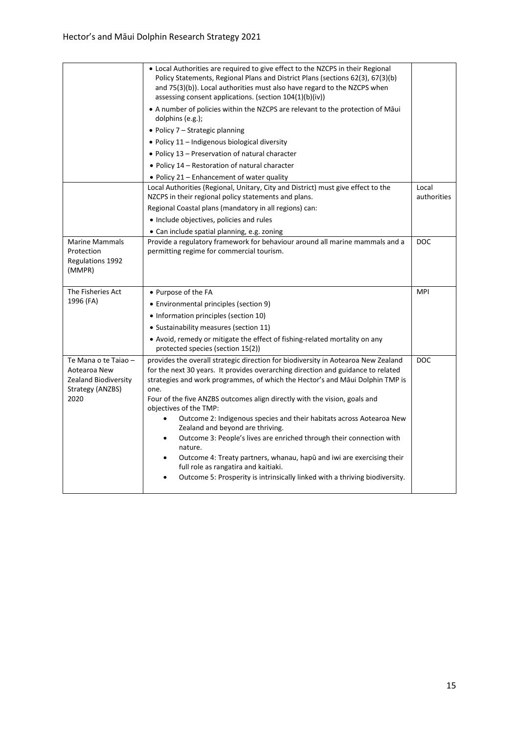| | | |
|---|---|---|
| | • Local Authorities are required to give effect to the NZCPS in their Regional Policy Statements, Regional Plans and District Plans (sections 62(3), 67(3)(b) and 75(3)(b)). Local authorities must also have regard to the NZCPS when assessing consent applications. (section 104(1)(b)(iv))<br>• A number of policies within the NZCPS are relevant to the protection of Māui dolphins (e.g.);<br>• Policy 7 – Strategic planning<br>• Policy 11 – Indigenous biological diversity<br>• Policy 13 – Preservation of natural character<br>• Policy 14 – Restoration of natural character<br>• Policy 21 – Enhancement of water quality | |
| | Local Authorities (Regional, Unitary, City and District) must give effect to the NZCPS in their regional policy statements and plans.<br>Regional Coastal plans (mandatory in all regions) can:<br>• Include objectives, policies and rules<br>• Can include spatial planning, e.g. zoning | Local authorities |
| Marine Mammals Protection Regulations 1992 (MMPR) | Provide a regulatory framework for behaviour around all marine mammals and a permitting regime for commercial tourism. | DOC |
| The Fisheries Act 1996 (FA) | • Purpose of the FA<br>• Environmental principles (section 9)<br>• Information principles (section 10)<br>• Sustainability measures (section 11)<br>• Avoid, remedy or mitigate the effect of fishing-related mortality on any protected species (section 15(2)) | MPI |
| Te Mana o te Taiao – Aotearoa New Zealand Biodiversity Strategy (ANZBS) 2020 | provides the overall strategic direction for biodiversity in Aotearoa New Zealand for the next 30 years. It provides overarching direction and guidance to related strategies and work programmes, of which the Hector's and Māui Dolphin TMP is one.<br>Four of the five ANZBS outcomes align directly with the vision, goals and objectives of the TMP:<br>• Outcome 2: Indigenous species and their habitats across Aotearoa New Zealand and beyond are thriving.<br>• Outcome 3: People's lives are enriched through their connection with nature.<br>• Outcome 4: Treaty partners, whanau, hapū and iwi are exercising their full role as rangatira and kaitiaki.<br>• Outcome 5: Prosperity is intrinsically linked with a thriving biodiversity. | DOC |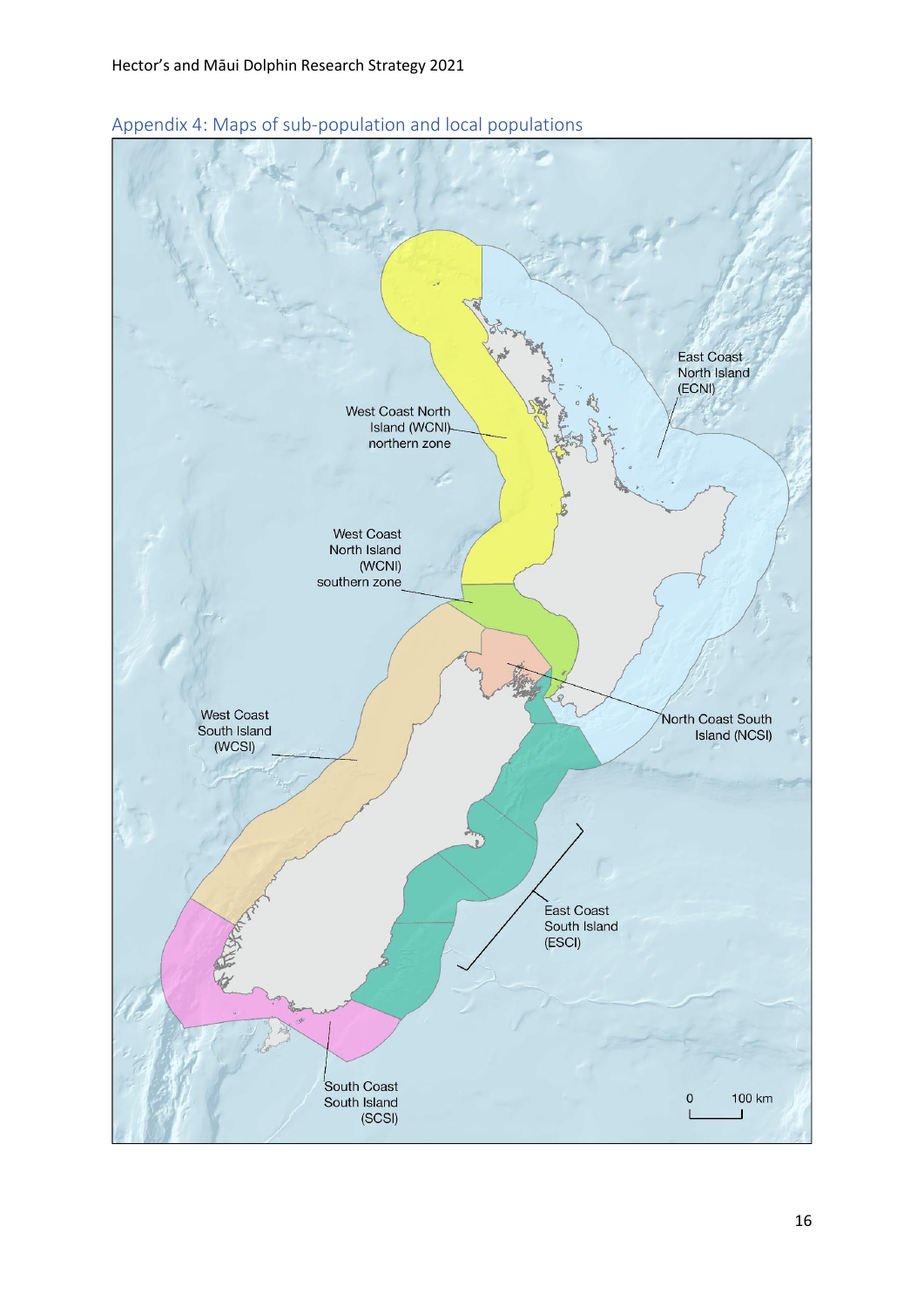## Appendix 4: Maps of sub-population and local populations

West Coast North Island (WCNI) northern zone

West Coast North Island (WCNI) southern zone

East Coast North Island (ECNI)

North Coast South Island (NCSI)

West Coast South Island (WCSI)

East Coast South Island (ESCI)

South Coast South Island (SCSI)

0 100 km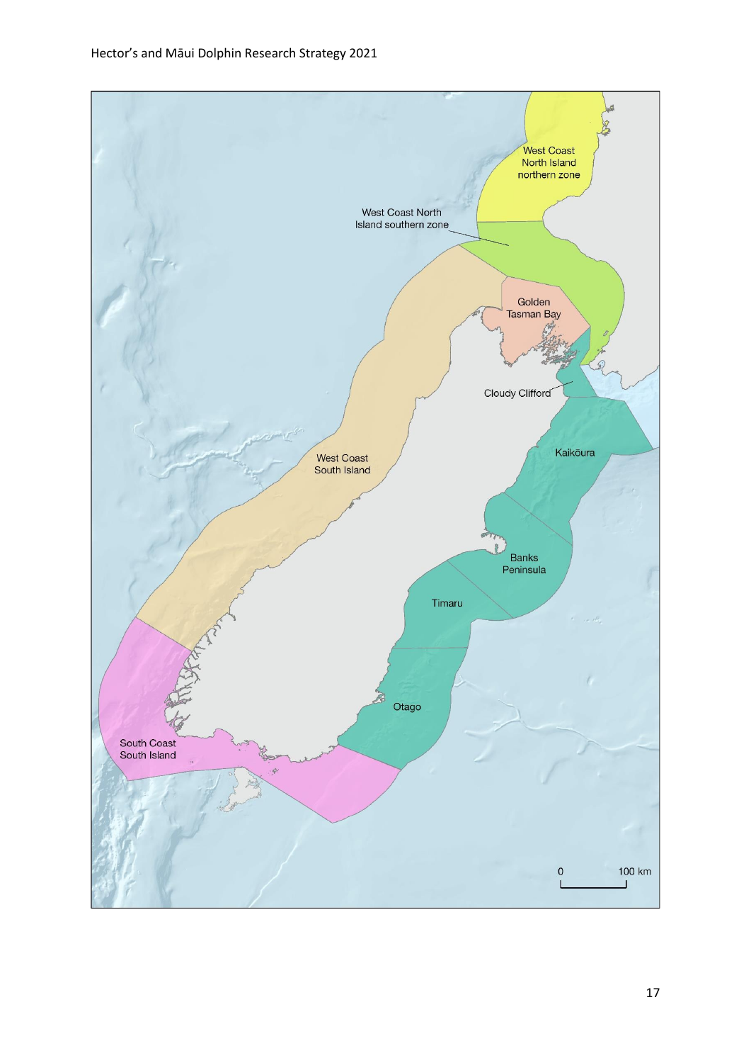West Coast
North Island
northern zone

West Coast North
Island southern zone

Golden
Tasman Bay

Cloudy Clifford

Kaikōura

West Coast
South Island

Banks
Peninsula

Timaru

Otago

South Coast
South Island

0

100 km